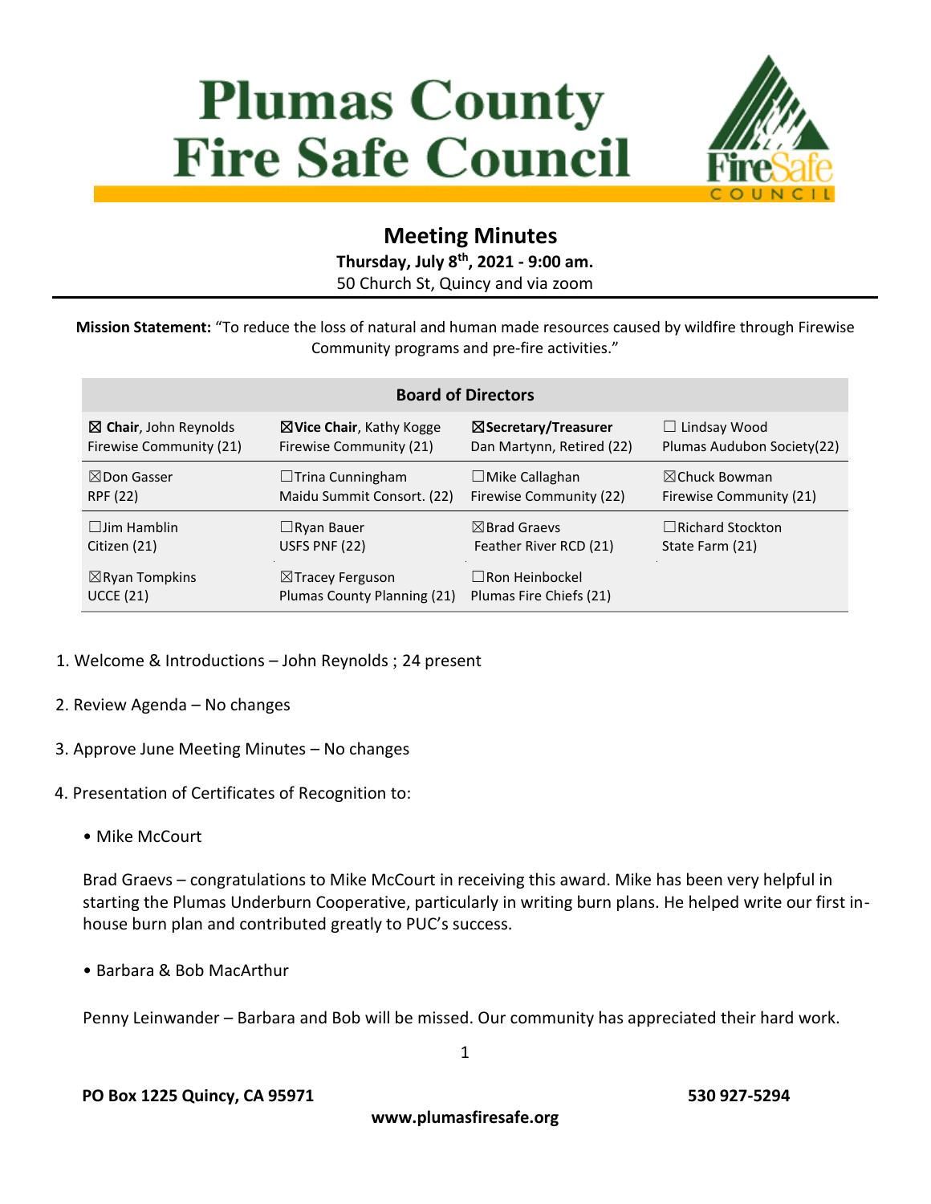# Plumas County Fire Safe Council

## Meeting Minutes

**Thursday, July 8th, 2021 - 9:00 am.**
50 Church St, Quincy and via zoom

**Mission Statement:** "To reduce the loss of natural and human made resources caused by wildfire through Firewise Community programs and pre-fire activities."

| Board of Directors | | | |
|---|---|---|---|
| ☒ **Chair**, John Reynolds<br>Firewise Community (21) | ☒**Vice Chair**, Kathy Kogge<br>Firewise Community (21) | ☒**Secretary/Treasurer**<br>Dan Martynn, Retired (22) | ☐ Lindsay Wood<br>Plumas Audubon Society(22) |
| ☒Don Gasser<br>RPF (22) | ☐Trina Cunningham<br>Maidu Summit Consort. (22) | ☐Mike Callaghan<br>Firewise Community (22) | ☒Chuck Bowman<br>Firewise Community (21) |
| ☐Jim Hamblin<br>Citizen (21) | ☐Ryan Bauer<br>USFS PNF (22) | ☒Brad Graevs<br>Feather River RCD (21) | ☐Richard Stockton<br>State Farm (21) |
| ☒Ryan Tompkins<br>UCCE (21) | ☒Tracey Ferguson<br>Plumas County Planning (21) | ☐Ron Heinbockel<br>Plumas Fire Chiefs (21) | |

1. Welcome & Introductions – John Reynolds ; 24 present

2. Review Agenda – No changes

3. Approve June Meeting Minutes – No changes

4. Presentation of Certificates of Recognition to:

   • Mike McCourt

   Brad Graevs – congratulations to Mike McCourt in receiving this award. Mike has been very helpful in starting the Plumas Underburn Cooperative, particularly in writing burn plans. He helped write our first in-house burn plan and contributed greatly to PUC's success.

   • Barbara & Bob MacArthur

   Penny Leinwander – Barbara and Bob will be missed. Our community has appreciated their hard work.

**PO Box 1225 Quincy, CA 95971** **530 927-5294**
**www.plumasfiresafe.org**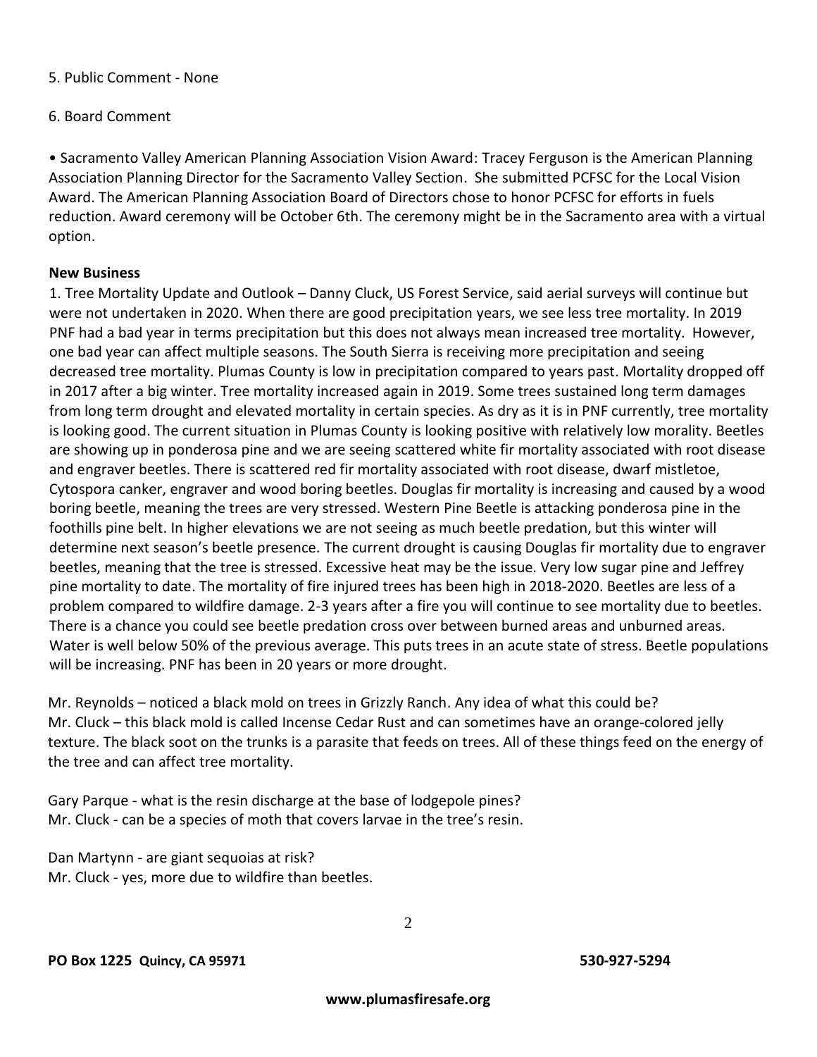5. Public Comment - None

6. Board Comment

• Sacramento Valley American Planning Association Vision Award: Tracey Ferguson is the American Planning Association Planning Director for the Sacramento Valley Section. She submitted PCFSC for the Local Vision Award. The American Planning Association Board of Directors chose to honor PCFSC for efforts in fuels reduction. Award ceremony will be October 6th. The ceremony might be in the Sacramento area with a virtual option.

**New Business**

1. Tree Mortality Update and Outlook – Danny Cluck, US Forest Service, said aerial surveys will continue but were not undertaken in 2020. When there are good precipitation years, we see less tree mortality. In 2019 PNF had a bad year in terms precipitation but this does not always mean increased tree mortality. However, one bad year can affect multiple seasons. The South Sierra is receiving more precipitation and seeing decreased tree mortality. Plumas County is low in precipitation compared to years past. Mortality dropped off in 2017 after a big winter. Tree mortality increased again in 2019. Some trees sustained long term damages from long term drought and elevated mortality in certain species. As dry as it is in PNF currently, tree mortality is looking good. The current situation in Plumas County is looking positive with relatively low morality. Beetles are showing up in ponderosa pine and we are seeing scattered white fir mortality associated with root disease and engraver beetles. There is scattered red fir mortality associated with root disease, dwarf mistletoe, Cytospora canker, engraver and wood boring beetles. Douglas fir mortality is increasing and caused by a wood boring beetle, meaning the trees are very stressed. Western Pine Beetle is attacking ponderosa pine in the foothills pine belt. In higher elevations we are not seeing as much beetle predation, but this winter will determine next season's beetle presence. The current drought is causing Douglas fir mortality due to engraver beetles, meaning that the tree is stressed. Excessive heat may be the issue. Very low sugar pine and Jeffrey pine mortality to date. The mortality of fire injured trees has been high in 2018-2020. Beetles are less of a problem compared to wildfire damage. 2-3 years after a fire you will continue to see mortality due to beetles. There is a chance you could see beetle predation cross over between burned areas and unburned areas. Water is well below 50% of the previous average. This puts trees in an acute state of stress. Beetle populations will be increasing. PNF has been in 20 years or more drought.

Mr. Reynolds – noticed a black mold on trees in Grizzly Ranch. Any idea of what this could be?
Mr. Cluck – this black mold is called Incense Cedar Rust and can sometimes have an orange-colored jelly texture. The black soot on the trunks is a parasite that feeds on trees. All of these things feed on the energy of the tree and can affect tree mortality.

Gary Parque - what is the resin discharge at the base of lodgepole pines?
Mr. Cluck - can be a species of moth that covers larvae in the tree's resin.

Dan Martynn - are giant sequoias at risk?
Mr. Cluck - yes, more due to wildfire than beetles.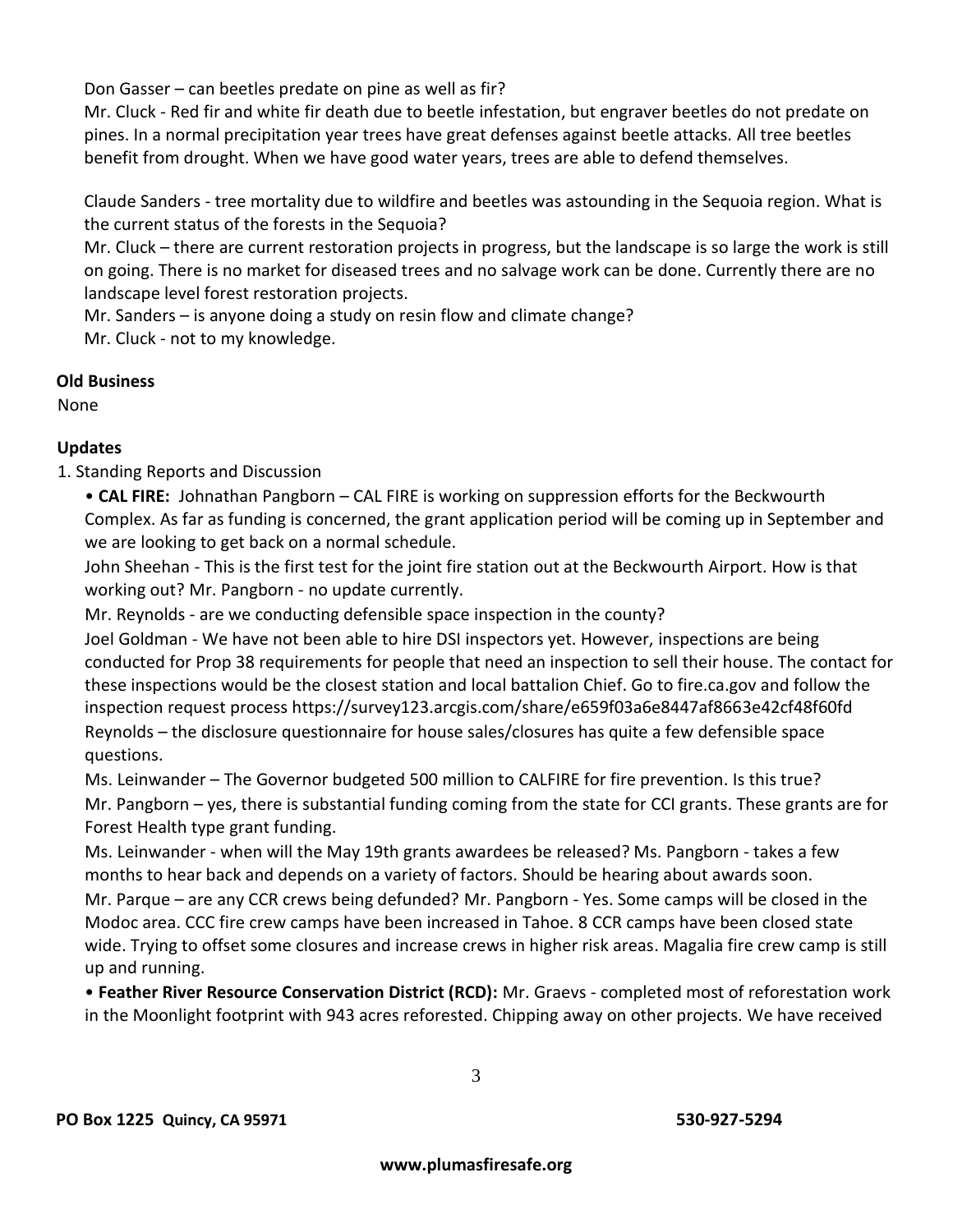Don Gasser – can beetles predate on pine as well as fir?
Mr. Cluck - Red fir and white fir death due to beetle infestation, but engraver beetles do not predate on pines. In a normal precipitation year trees have great defenses against beetle attacks. All tree beetles benefit from drought. When we have good water years, trees are able to defend themselves.

Claude Sanders - tree mortality due to wildfire and beetles was astounding in the Sequoia region. What is the current status of the forests in the Sequoia?
Mr. Cluck – there are current restoration projects in progress, but the landscape is so large the work is still on going. There is no market for diseased trees and no salvage work can be done. Currently there are no landscape level forest restoration projects.
Mr. Sanders – is anyone doing a study on resin flow and climate change?
Mr. Cluck - not to my knowledge.

**Old Business**

None

**Updates**

1. Standing Reports and Discussion

• **CAL FIRE:** Johnathan Pangborn – CAL FIRE is working on suppression efforts for the Beckwourth Complex. As far as funding is concerned, the grant application period will be coming up in September and we are looking to get back on a normal schedule.
John Sheehan - This is the first test for the joint fire station out at the Beckwourth Airport. How is that working out? Mr. Pangborn - no update currently.
Mr. Reynolds - are we conducting defensible space inspection in the county?
Joel Goldman - We have not been able to hire DSI inspectors yet. However, inspections are being conducted for Prop 38 requirements for people that need an inspection to sell their house. The contact for these inspections would be the closest station and local battalion Chief. Go to fire.ca.gov and follow the inspection request process https://survey123.arcgis.com/share/e659f03a6e8447af8663e42cf48f60fd
Reynolds – the disclosure questionnaire for house sales/closures has quite a few defensible space questions.
Ms. Leinwander – The Governor budgeted 500 million to CALFIRE for fire prevention. Is this true?
Mr. Pangborn – yes, there is substantial funding coming from the state for CCI grants. These grants are for Forest Health type grant funding.
Ms. Leinwander - when will the May 19th grants awardees be released? Ms. Pangborn - takes a few months to hear back and depends on a variety of factors. Should be hearing about awards soon.
Mr. Parque – are any CCR crews being defunded? Mr. Pangborn - Yes. Some camps will be closed in the Modoc area. CCC fire crew camps have been increased in Tahoe. 8 CCR camps have been closed state wide. Trying to offset some closures and increase crews in higher risk areas. Magalia fire crew camp is still up and running.

• **Feather River Resource Conservation District (RCD):** Mr. Graevs - completed most of reforestation work in the Moonlight footprint with 943 acres reforested. Chipping away on other projects. We have received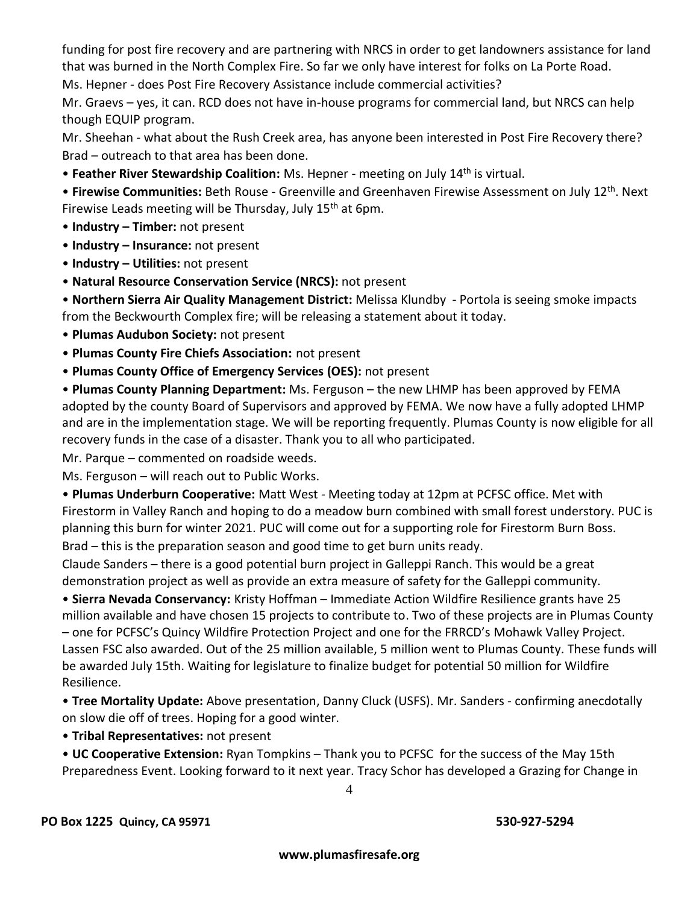funding for post fire recovery and are partnering with NRCS in order to get landowners assistance for land that was burned in the North Complex Fire. So far we only have interest for folks on La Porte Road.

Ms. Hepner - does Post Fire Recovery Assistance include commercial activities?

Mr. Graevs – yes, it can. RCD does not have in-house programs for commercial land, but NRCS can help though EQUIP program.

Mr. Sheehan - what about the Rush Creek area, has anyone been interested in Post Fire Recovery there?

Brad – outreach to that area has been done.

- **Feather River Stewardship Coalition:** Ms. Hepner - meeting on July 14th is virtual.
- **Firewise Communities:** Beth Rouse - Greenville and Greenhaven Firewise Assessment on July 12th. Next Firewise Leads meeting will be Thursday, July 15th at 6pm.
- **Industry – Timber:** not present
- **Industry – Insurance:** not present
- **Industry – Utilities:** not present
- **Natural Resource Conservation Service (NRCS):** not present
- **Northern Sierra Air Quality Management District:** Melissa Klundby - Portola is seeing smoke impacts from the Beckwourth Complex fire; will be releasing a statement about it today.
- **Plumas Audubon Society:** not present
- **Plumas County Fire Chiefs Association:** not present
- **Plumas County Office of Emergency Services (OES):** not present
- **Plumas County Planning Department:** Ms. Ferguson – the new LHMP has been approved by FEMA adopted by the county Board of Supervisors and approved by FEMA. We now have a fully adopted LHMP and are in the implementation stage. We will be reporting frequently. Plumas County is now eligible for all recovery funds in the case of a disaster. Thank you to all who participated.

Mr. Parque – commented on roadside weeds.

Ms. Ferguson – will reach out to Public Works.

- **Plumas Underburn Cooperative:** Matt West - Meeting today at 12pm at PCFSC office. Met with Firestorm in Valley Ranch and hoping to do a meadow burn combined with small forest understory. PUC is planning this burn for winter 2021. PUC will come out for a supporting role for Firestorm Burn Boss.

Brad – this is the preparation season and good time to get burn units ready.

Claude Sanders – there is a good potential burn project in Galleppi Ranch. This would be a great demonstration project as well as provide an extra measure of safety for the Galleppi community.

- **Sierra Nevada Conservancy:** Kristy Hoffman – Immediate Action Wildfire Resilience grants have 25 million available and have chosen 15 projects to contribute to. Two of these projects are in Plumas County – one for PCFSC's Quincy Wildfire Protection Project and one for the FRRCD's Mohawk Valley Project. Lassen FSC also awarded. Out of the 25 million available, 5 million went to Plumas County. These funds will be awarded July 15th. Waiting for legislature to finalize budget for potential 50 million for Wildfire Resilience.
- **Tree Mortality Update:** Above presentation, Danny Cluck (USFS). Mr. Sanders - confirming anecdotally on slow die off of trees. Hoping for a good winter.
- **Tribal Representatives:** not present
- **UC Cooperative Extension:** Ryan Tompkins – Thank you to PCFSC for the success of the May 15th Preparedness Event. Looking forward to it next year. Tracy Schor has developed a Grazing for Change in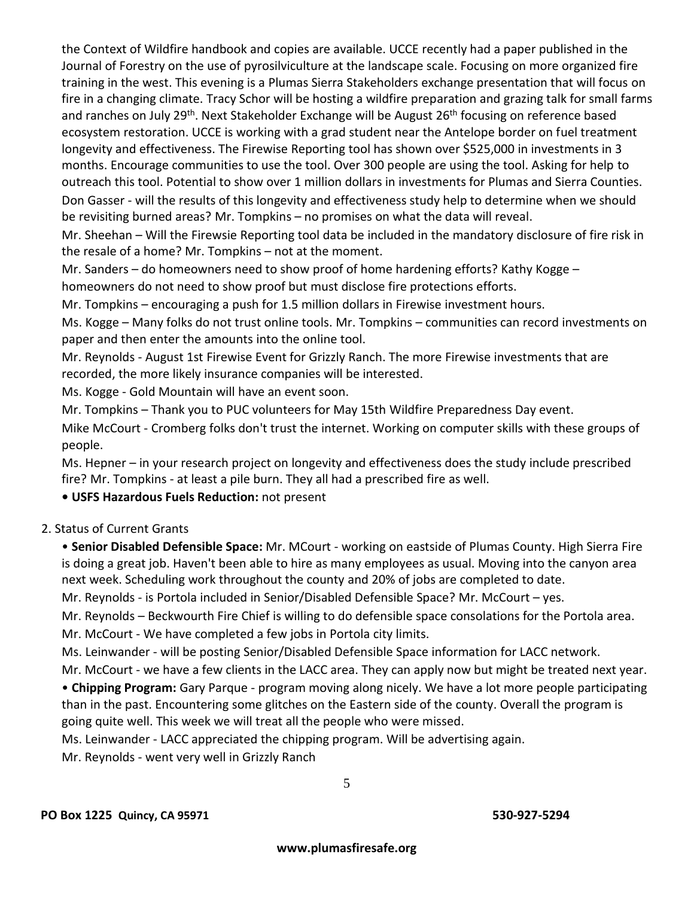the Context of Wildfire handbook and copies are available. UCCE recently had a paper published in the Journal of Forestry on the use of pyrosilviculture at the landscape scale. Focusing on more organized fire training in the west. This evening is a Plumas Sierra Stakeholders exchange presentation that will focus on fire in a changing climate. Tracy Schor will be hosting a wildfire preparation and grazing talk for small farms and ranches on July 29th. Next Stakeholder Exchange will be August 26th focusing on reference based ecosystem restoration. UCCE is working with a grad student near the Antelope border on fuel treatment longevity and effectiveness. The Firewise Reporting tool has shown over $525,000 in investments in 3 months. Encourage communities to use the tool. Over 300 people are using the tool. Asking for help to outreach this tool. Potential to show over 1 million dollars in investments for Plumas and Sierra Counties.

Don Gasser - will the results of this longevity and effectiveness study help to determine when we should be revisiting burned areas? Mr. Tompkins – no promises on what the data will reveal.

Mr. Sheehan – Will the Firewsie Reporting tool data be included in the mandatory disclosure of fire risk in the resale of a home? Mr. Tompkins – not at the moment.

Mr. Sanders – do homeowners need to show proof of home hardening efforts? Kathy Kogge – homeowners do not need to show proof but must disclose fire protections efforts.

Mr. Tompkins – encouraging a push for 1.5 million dollars in Firewise investment hours.

Ms. Kogge – Many folks do not trust online tools. Mr. Tompkins – communities can record investments on paper and then enter the amounts into the online tool.

Mr. Reynolds - August 1st Firewise Event for Grizzly Ranch. The more Firewise investments that are recorded, the more likely insurance companies will be interested.

Ms. Kogge - Gold Mountain will have an event soon.

Mr. Tompkins – Thank you to PUC volunteers for May 15th Wildfire Preparedness Day event.

Mike McCourt - Cromberg folks don't trust the internet. Working on computer skills with these groups of people.

Ms. Hepner – in your research project on longevity and effectiveness does the study include prescribed fire? Mr. Tompkins - at least a pile burn. They all had a prescribed fire as well.

- **USFS Hazardous Fuels Reduction:** not present

2. Status of Current Grants

- **Senior Disabled Defensible Space:** Mr. MCourt - working on eastside of Plumas County. High Sierra Fire is doing a great job. Haven't been able to hire as many employees as usual. Moving into the canyon area next week. Scheduling work throughout the county and 20% of jobs are completed to date.

Mr. Reynolds - is Portola included in Senior/Disabled Defensible Space? Mr. McCourt – yes.

Mr. Reynolds – Beckwourth Fire Chief is willing to do defensible space consolations for the Portola area.

Mr. McCourt - We have completed a few jobs in Portola city limits.

Ms. Leinwander - will be posting Senior/Disabled Defensible Space information for LACC network.

Mr. McCourt - we have a few clients in the LACC area. They can apply now but might be treated next year.

- **Chipping Program:** Gary Parque - program moving along nicely. We have a lot more people participating than in the past. Encountering some glitches on the Eastern side of the county. Overall the program is going quite well. This week we will treat all the people who were missed.

Ms. Leinwander - LACC appreciated the chipping program. Will be advertising again.

Mr. Reynolds - went very well in Grizzly Ranch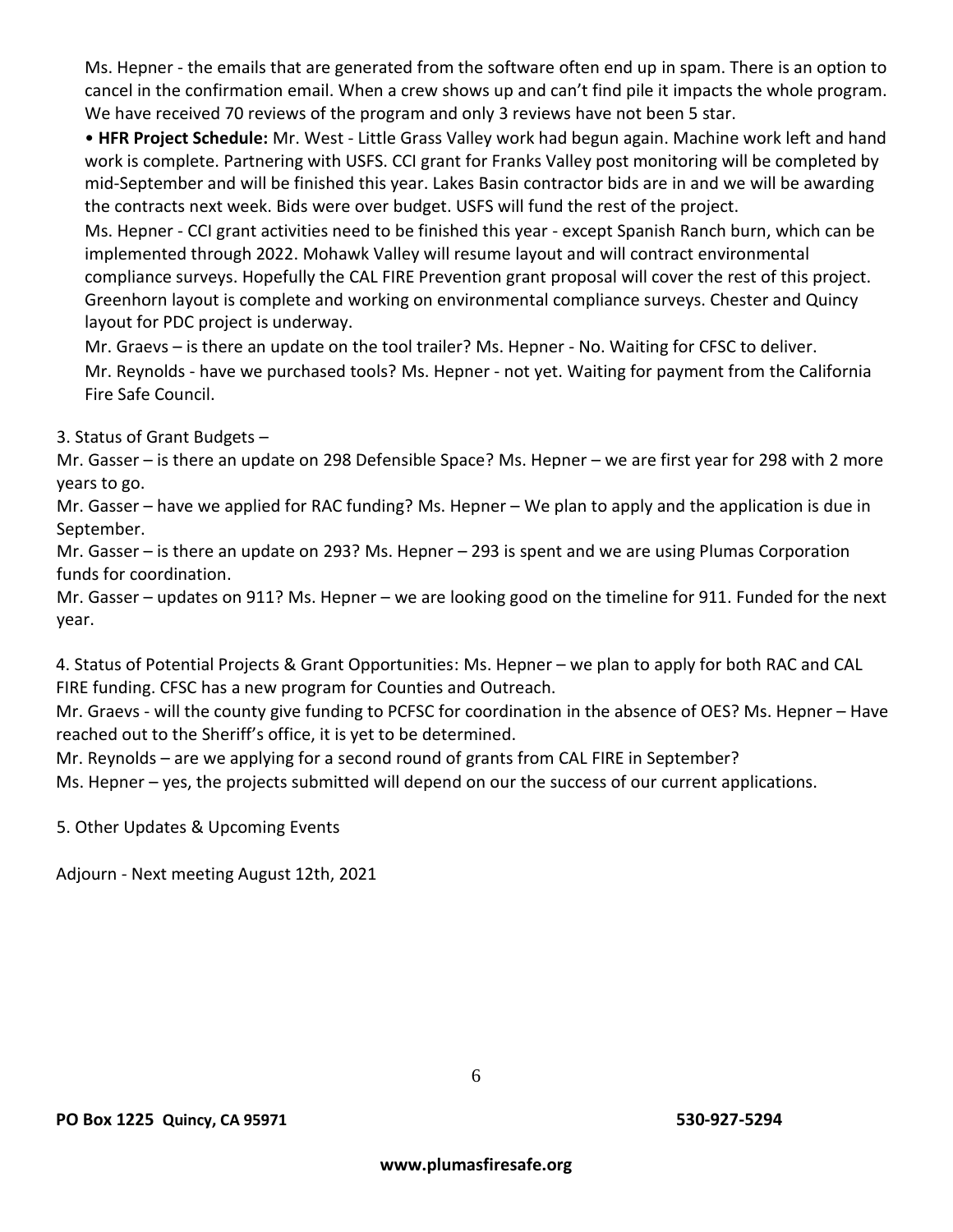Ms. Hepner - the emails that are generated from the software often end up in spam. There is an option to cancel in the confirmation email. When a crew shows up and can't find pile it impacts the whole program. We have received 70 reviews of the program and only 3 reviews have not been 5 star.

• **HFR Project Schedule:** Mr. West - Little Grass Valley work had begun again. Machine work left and hand work is complete. Partnering with USFS. CCI grant for Franks Valley post monitoring will be completed by mid-September and will be finished this year. Lakes Basin contractor bids are in and we will be awarding the contracts next week. Bids were over budget. USFS will fund the rest of the project.

Ms. Hepner - CCI grant activities need to be finished this year - except Spanish Ranch burn, which can be implemented through 2022. Mohawk Valley will resume layout and will contract environmental compliance surveys. Hopefully the CAL FIRE Prevention grant proposal will cover the rest of this project. Greenhorn layout is complete and working on environmental compliance surveys. Chester and Quincy layout for PDC project is underway.

Mr. Graevs – is there an update on the tool trailer? Ms. Hepner - No. Waiting for CFSC to deliver.

Mr. Reynolds - have we purchased tools? Ms. Hepner - not yet. Waiting for payment from the California Fire Safe Council.

3. Status of Grant Budgets –

Mr. Gasser – is there an update on 298 Defensible Space? Ms. Hepner – we are first year for 298 with 2 more years to go.

Mr. Gasser – have we applied for RAC funding? Ms. Hepner – We plan to apply and the application is due in September.

Mr. Gasser – is there an update on 293? Ms. Hepner – 293 is spent and we are using Plumas Corporation funds for coordination.

Mr. Gasser – updates on 911? Ms. Hepner – we are looking good on the timeline for 911. Funded for the next year.

4. Status of Potential Projects & Grant Opportunities: Ms. Hepner – we plan to apply for both RAC and CAL FIRE funding. CFSC has a new program for Counties and Outreach.

Mr. Graevs - will the county give funding to PCFSC for coordination in the absence of OES? Ms. Hepner – Have reached out to the Sheriff's office, it is yet to be determined.

Mr. Reynolds – are we applying for a second round of grants from CAL FIRE in September?

Ms. Hepner – yes, the projects submitted will depend on our the success of our current applications.

5. Other Updates & Upcoming Events

Adjourn - Next meeting August 12th, 2021

**PO Box 1225 Quincy, CA 95971** **530-927-5294**

**www.plumasfiresafe.org**